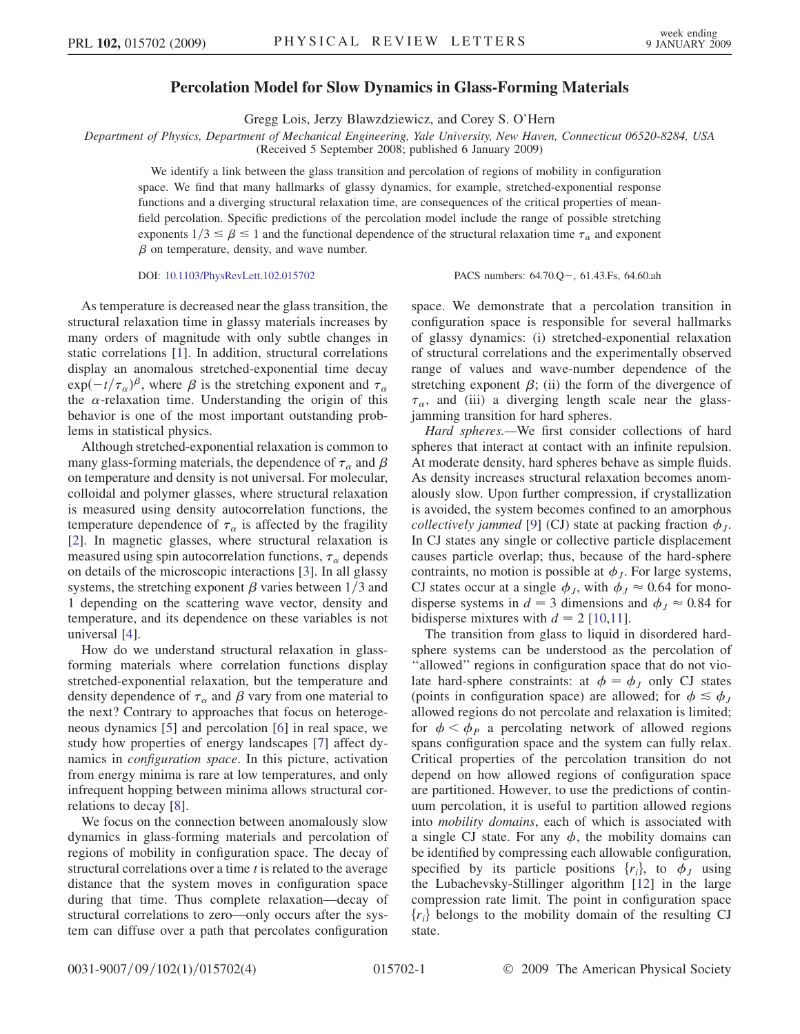# Percolation Model for Slow Dynamics in Glass-Forming Materials

Gregg Lois, Jerzy Blawzdziewicz, and Corey S. O'Hern

*Department of Physics, Department of Mechanical Engineering, Yale University, New Haven, Connecticut 06520-8284, USA*

(Received 5 September 2008; published 6 January 2009)

We identify a link between the glass transition and percolation of regions of mobility in configuration space. We find that many hallmarks of glassy dynamics, for example, stretched-exponential response functions and a diverging structural relaxation time, are consequences of the critical properties of mean-field percolation. Specific predictions of the percolation model include the range of possible stretching exponents $1/3 \leq \beta \leq 1$ and the functional dependence of the structural relaxation time $\tau_\alpha$ and exponent $\beta$ on temperature, density, and wave number.

DOI: 10.1103/PhysRevLett.102.015702

PACS numbers: 64.70.Q−, 61.43.Fs, 64.60.ah

As temperature is decreased near the glass transition, the structural relaxation time in glassy materials increases by many orders of magnitude with only subtle changes in static correlations [1]. In addition, structural correlations display an anomalous stretched-exponential time decay $\exp(-t/\tau_\alpha)^\beta$, where $\beta$ is the stretching exponent and $\tau_\alpha$ the $\alpha$-relaxation time. Understanding the origin of this behavior is one of the most important outstanding problems in statistical physics.

Although stretched-exponential relaxation is common to many glass-forming materials, the dependence of $\tau_\alpha$ and $\beta$ on temperature and density is not universal. For molecular, colloidal and polymer glasses, where structural relaxation is measured using density autocorrelation functions, the temperature dependence of $\tau_\alpha$ is affected by the fragility [2]. In magnetic glasses, where structural relaxation is measured using spin autocorrelation functions, $\tau_\alpha$ depends on details of the microscopic interactions [3]. In all glassy systems, the stretching exponent $\beta$ varies between $1/3$ and 1 depending on the scattering wave vector, density and temperature, and its dependence on these variables is not universal [4].

How do we understand structural relaxation in glass-forming materials where correlation functions display stretched-exponential relaxation, but the temperature and density dependence of $\tau_\alpha$ and $\beta$ vary from one material to the next? Contrary to approaches that focus on heterogeneous dynamics [5] and percolation [6] in real space, we study how properties of energy landscapes [7] affect dynamics in *configuration space*. In this picture, activation from energy minima is rare at low temperatures, and only infrequent hopping between minima allows structural correlations to decay [8].

We focus on the connection between anomalously slow dynamics in glass-forming materials and percolation of regions of mobility in configuration space. The decay of structural correlations over a time $t$ is related to the average distance that the system moves in configuration space during that time. Thus complete relaxation—decay of structural correlations to zero—only occurs after the system can diffuse over a path that percolates configuration space. We demonstrate that a percolation transition in configuration space is responsible for several hallmarks of glassy dynamics: (i) stretched-exponential relaxation of structural correlations and the experimentally observed range of values and wave-number dependence of the stretching exponent $\beta$; (ii) the form of the divergence of $\tau_\alpha$, and (iii) a diverging length scale near the glass-jamming transition for hard spheres.

*Hard spheres.*—We first consider collections of hard spheres that interact at contact with an infinite repulsion. At moderate density, hard spheres behave as simple fluids. As density increases structural relaxation becomes anomalously slow. Upon further compression, if crystallization is avoided, the system becomes confined to an amorphous *collectively jammed* [9] (CJ) state at packing fraction $\phi_J$. In CJ states any single or collective particle displacement causes particle overlap; thus, because of the hard-sphere contraints, no motion is possible at $\phi_J$. For large systems, CJ states occur at a single $\phi_J$, with $\phi_J \approx 0.64$ for monodisperse systems in $d = 3$ dimensions and $\phi_J \approx 0.84$ for bidisperse mixtures with $d = 2$ [10,11].

The transition from glass to liquid in disordered hard-sphere systems can be understood as the percolation of "allowed" regions in configuration space that do not violate hard-sphere constraints: at $\phi = \phi_J$ only CJ states (points in configuration space) are allowed; for $\phi \lesssim \phi_J$ allowed regions do not percolate and relaxation is limited; for $\phi < \phi_P$ a percolating network of allowed regions spans configuration space and the system can fully relax. Critical properties of the percolation transition do not depend on how allowed regions of configuration space are partitioned. However, to use the predictions of continuum percolation, it is useful to partition allowed regions into *mobility domains*, each of which is associated with a single CJ state. For any $\phi$, the mobility domains can be identified by compressing each allowable configuration, specified by its particle positions $\{r_i\}$, to $\phi_J$ using the Lubachevsky-Stillinger algorithm [12] in the large compression rate limit. The point in configuration space $\{r_i\}$ belongs to the mobility domain of the resulting CJ state.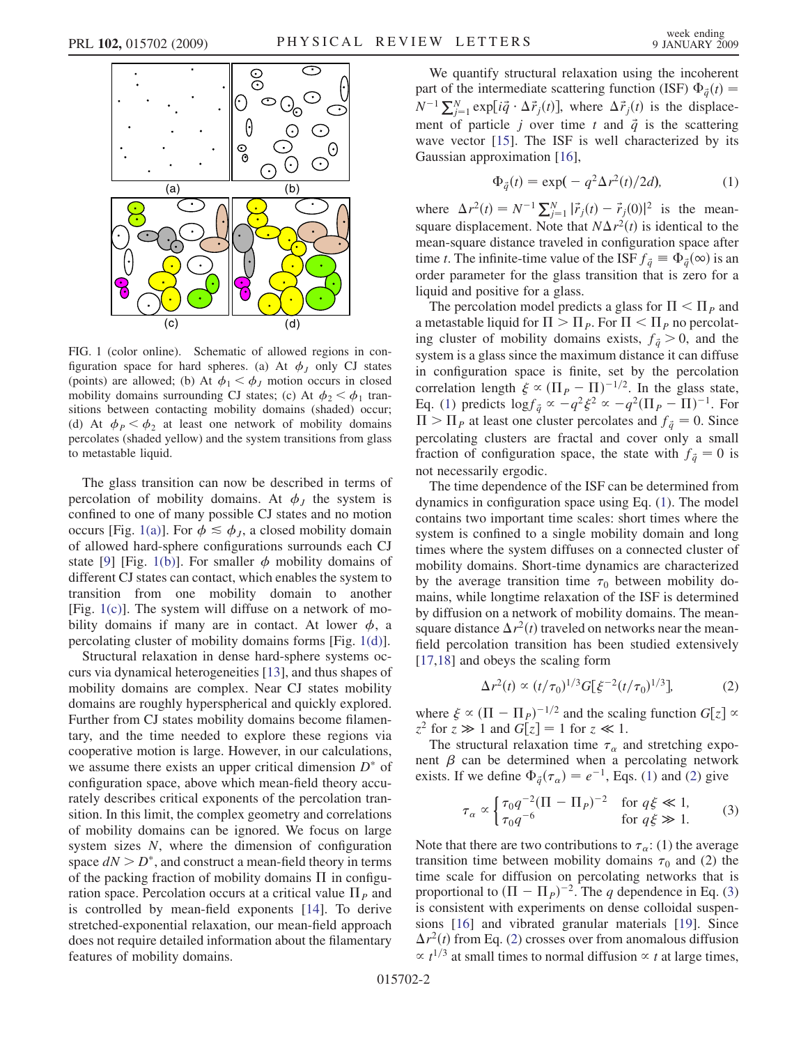FIG. 1 (color online). Schematic of allowed regions in configuration space for hard spheres. (a) At $\phi_J$ only CJ states (points) are allowed; (b) At $\phi_1 < \phi_J$ motion occurs in closed mobility domains surrounding CJ states; (c) At $\phi_2 < \phi_1$ transitions between contacting mobility domains (shaded) occur; (d) At $\phi_P < \phi_2$ at least one network of mobility domains percolates (shaded yellow) and the system transitions from glass to metastable liquid.

The glass transition can now be described in terms of percolation of mobility domains. At $\phi_J$ the system is confined to one of many possible CJ states and no motion occurs [Fig. 1(a)]. For $\phi \lesssim \phi_J$, a closed mobility domain of allowed hard-sphere configurations surrounds each CJ state [9] [Fig. 1(b)]. For smaller $\phi$ mobility domains of different CJ states can contact, which enables the system to transition from one mobility domain to another [Fig. 1(c)]. The system will diffuse on a network of mobility domains if many are in contact. At lower $\phi$, a percolating cluster of mobility domains forms [Fig. 1(d)].

Structural relaxation in dense hard-sphere systems occurs via dynamical heterogeneities [13], and thus shapes of mobility domains are complex. Near CJ states mobility domains are roughly hyperspherical and quickly explored. Further from CJ states mobility domains become filamentary, and the time needed to explore these regions via cooperative motion is large. However, in our calculations, we assume there exists an upper critical dimension $D^*$ of configuration space, above which mean-field theory accurately describes critical exponents of the percolation transition. In this limit, the complex geometry and correlations of mobility domains can be ignored. We focus on large system sizes $N$, where the dimension of configuration space $dN > D^*$, and construct a mean-field theory in terms of the packing fraction of mobility domains $\Pi$ in configuration space. Percolation occurs at a critical value $\Pi_P$ and is controlled by mean-field exponents [14]. To derive stretched-exponential relaxation, our mean-field approach does not require detailed information about the filamentary features of mobility domains.

We quantify structural relaxation using the incoherent part of the intermediate scattering function (ISF) $\Phi_{\vec{q}}(t) = N^{-1}\sum_{j=1}^{N}\exp[i\vec{q}\cdot\Delta\vec{r}_j(t)]$, where $\Delta\vec{r}_j(t)$ is the displacement of particle $j$ over time $t$ and $\vec{q}$ is the scattering wave vector [15]. The ISF is well characterized by its Gaussian approximation [16],

$$\Phi_{\vec{q}}(t) = \exp(-q^2\Delta r^2(t)/2d), \tag{1}$$

where $\Delta r^2(t) = N^{-1}\sum_{j=1}^{N}|\vec{r}_j(t) - \vec{r}_j(0)|^2$ is the mean-square displacement. Note that $N\Delta r^2(t)$ is identical to the mean-square distance traveled in configuration space after time $t$. The infinite-time value of the ISF $f_{\vec{q}} \equiv \Phi_{\vec{q}}(\infty)$ is an order parameter for the glass transition that is zero for a liquid and positive for a glass.

The percolation model predicts a glass for $\Pi < \Pi_P$ and a metastable liquid for $\Pi > \Pi_P$. For $\Pi < \Pi_P$ no percolating cluster of mobility domains exists, $f_{\vec{q}} > 0$, and the system is a glass since the maximum distance it can diffuse in configuration space is finite, set by the percolation correlation length $\xi \propto (\Pi_P - \Pi)^{-1/2}$. In the glass state, Eq. (1) predicts $\log f_{\vec{q}} \propto -q^2\xi^2 \propto -q^2(\Pi_P - \Pi)^{-1}$. For $\Pi > \Pi_P$ at least one cluster percolates and $f_{\vec{q}} = 0$. Since percolating clusters are fractal and cover only a small fraction of configuration space, the state with $f_{\vec{q}} = 0$ is not necessarily ergodic.

The time dependence of the ISF can be determined from dynamics in configuration space using Eq. (1). The model contains two important time scales: short times where the system is confined to a single mobility domain and long times where the system diffuses on a connected cluster of mobility domains. Short-time dynamics are characterized by the average transition time $\tau_0$ between mobility domains, while longtime relaxation of the ISF is determined by diffusion on a network of mobility domains. The mean-square distance $\Delta r^2(t)$ traveled on networks near the mean-field percolation transition has been studied extensively [17,18] and obeys the scaling form

$$\Delta r^2(t) \propto (t/\tau_0)^{1/3} G[\xi^{-2}(t/\tau_0)^{1/3}], \tag{2}$$

where $\xi \propto (\Pi - \Pi_P)^{-1/2}$ and the scaling function $G[z] \propto z^2$ for $z \gg 1$ and $G[z] = 1$ for $z \ll 1$.

The structural relaxation time $\tau_\alpha$ and stretching exponent $\beta$ can be determined when a percolating network exists. If we define $\Phi_{\vec{q}}(\tau_\alpha) = e^{-1}$, Eqs. (1) and (2) give

$$\tau_\alpha \propto \begin{cases} \tau_0 q^{-2}(\Pi - \Pi_P)^{-2} & \text{for } q\xi \ll 1, \\ \tau_0 q^{-6} & \text{for } q\xi \gg 1. \end{cases} \tag{3}$$

Note that there are two contributions to $\tau_\alpha$: (1) the average transition time between mobility domains $\tau_0$ and (2) the time scale for diffusion on percolating networks that is proportional to $(\Pi - \Pi_P)^{-2}$. The $q$ dependence in Eq. (3) is consistent with experiments on dense colloidal suspensions [16] and vibrated granular materials [19]. Since $\Delta r^2(t)$ from Eq. (2) crosses over from anomalous diffusion $\propto t^{1/3}$ at small times to normal diffusion $\propto t$ at large times,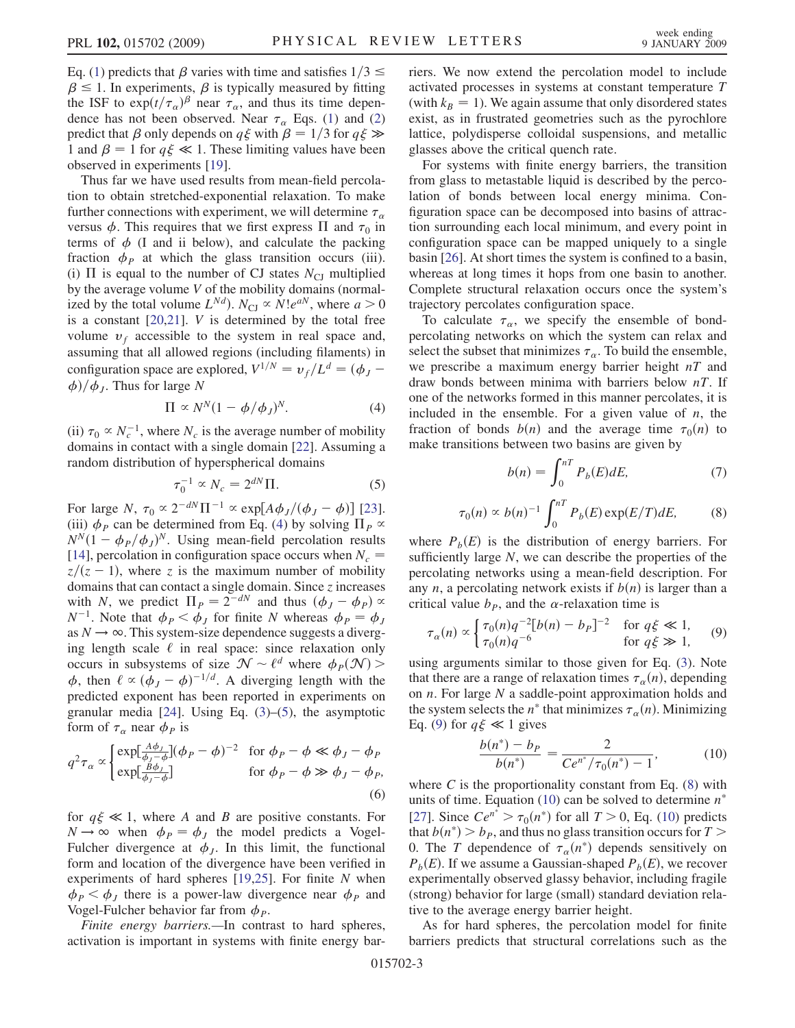Eq. (1) predicts that $\beta$ varies with time and satisfies $1/3 \leq \beta \leq 1$. In experiments, $\beta$ is typically measured by fitting the ISF to $\exp(t/\tau_\alpha)^\beta$ near $\tau_\alpha$, and thus its time dependence has not been observed. Near $\tau_\alpha$ Eqs. (1) and (2) predict that $\beta$ only depends on $q\xi$ with $\beta = 1/3$ for $q\xi \gg 1$ and $\beta = 1$ for $q\xi \ll 1$. These limiting values have been observed in experiments [19].

Thus far we have used results from mean-field percolation to obtain stretched-exponential relaxation. To make further connections with experiment, we will determine $\tau_\alpha$ versus $\phi$. This requires that we first express $\Pi$ and $\tau_0$ in terms of $\phi$ (I and ii below), and calculate the packing fraction $\phi_P$ at which the glass transition occurs (iii). (i) $\Pi$ is equal to the number of CJ states $N_{\rm CJ}$ multiplied by the average volume $V$ of the mobility domains (normalized by the total volume $L^{Nd}$). $N_{\rm CJ} \propto N! e^{aN}$, where $a > 0$ is a constant [20,21]. $V$ is determined by the total free volume $v_f$ accessible to the system in real space and, assuming that all allowed regions (including filaments) in configuration space are explored, $V^{1/N} = v_f/L^d = (\phi_J - \phi)/\phi_J$. Thus for large $N$

$$\Pi \propto N^N (1 - \phi/\phi_J)^N. \tag{4}$$

(ii) $\tau_0 \propto N_c^{-1}$, where $N_c$ is the average number of mobility domains in contact with a single domain [22]. Assuming a random distribution of hyperspherical domains

$$\tau_0^{-1} \propto N_c = 2^{dN}\Pi. \tag{5}$$

For large $N$, $\tau_0 \propto 2^{-dN}\Pi^{-1} \propto \exp[A\phi_J/(\phi_J - \phi)]$ [23]. (iii) $\phi_P$ can be determined from Eq. (4) by solving $\Pi_P \propto N^N(1 - \phi_P/\phi_J)^N$. Using mean-field percolation results [14], percolation in configuration space occurs when $N_c = z/(z-1)$, where $z$ is the maximum number of mobility domains that can contact a single domain. Since $z$ increases with $N$, we predict $\Pi_P = 2^{-dN}$ and thus $(\phi_J - \phi_P) \propto N^{-1}$. Note that $\phi_P < \phi_J$ for finite $N$ whereas $\phi_P = \phi_J$ as $N \to \infty$. This system-size dependence suggests a diverging length scale $\ell$ in real space: since relaxation only occurs in subsystems of size $\mathcal{N} \sim \ell^d$ where $\phi_P(\mathcal{N}) > \phi$, then $\ell \propto (\phi_J - \phi)^{-1/d}$. A diverging length with the predicted exponent has been reported in experiments on granular media [24]. Using Eq. (3)–(5), the asymptotic form of $\tau_\alpha$ near $\phi_P$ is

$$q^2\tau_\alpha \propto \begin{cases} \exp[\frac{A\phi_J}{\phi_J - \phi}](\phi_P - \phi)^{-2} & \text{for } \phi_P - \phi \ll \phi_J - \phi_P \\ \exp[\frac{B\phi_J}{\phi_J - \phi}] & \text{for } \phi_P - \phi \gg \phi_J - \phi_P, \end{cases} \tag{6}$$

for $q\xi \ll 1$, where $A$ and $B$ are positive constants. For $N \to \infty$ when $\phi_P = \phi_J$ the model predicts a Vogel-Fulcher divergence at $\phi_J$. In this limit, the functional form and location of the divergence have been verified in experiments of hard spheres [19,25]. For finite $N$ when $\phi_P < \phi_J$ there is a power-law divergence near $\phi_P$ and Vogel-Fulcher behavior far from $\phi_P$.

*Finite energy barriers.*—In contrast to hard spheres, activation is important in systems with finite energy barriers. We now extend the percolation model to include activated processes in systems at constant temperature $T$ (with $k_B = 1$). We again assume that only disordered states exist, as in frustrated geometries such as the pyrochlore lattice, polydisperse colloidal suspensions, and metallic glasses above the critical quench rate.

For systems with finite energy barriers, the transition from glass to metastable liquid is described by the percolation of bonds between local energy minima. Configuration space can be decomposed into basins of attraction surrounding each local minimum, and every point in configuration space can be mapped uniquely to a single basin [26]. At short times the system is confined to a basin, whereas at long times it hops from one basin to another. Complete structural relaxation occurs once the system's trajectory percolates configuration space.

To calculate $\tau_\alpha$, we specify the ensemble of bond-percolating networks on which the system can relax and select the subset that minimizes $\tau_\alpha$. To build the ensemble, we prescribe a maximum energy barrier height $nT$ and draw bonds between minima with barriers below $nT$. If one of the networks formed in this manner percolates, it is included in the ensemble. For a given value of $n$, the fraction of bonds $b(n)$ and the average time $\tau_0(n)$ to make transitions between two basins are given by

$$b(n) = \int_0^{nT} P_b(E)dE, \tag{7}$$

$$\tau_0(n) \propto b(n)^{-1}\int_0^{nT} P_b(E)\exp(E/T)dE, \tag{8}$$

where $P_b(E)$ is the distribution of energy barriers. For sufficiently large $N$, we can describe the properties of the percolating networks using a mean-field description. For any $n$, a percolating network exists if $b(n)$ is larger than a critical value $b_P$, and the $\alpha$-relaxation time is

$$\tau_\alpha(n) \propto \begin{cases} \tau_0(n)q^{-2}[b(n) - b_P]^{-2} & \text{for } q\xi \ll 1, \\ \tau_0(n)q^{-6} & \text{for } q\xi \gg 1, \end{cases} \tag{9}$$

using arguments similar to those given for Eq. (3). Note that there are a range of relaxation times $\tau_\alpha(n)$, depending on $n$. For large $N$ a saddle-point approximation holds and the system selects the $n^*$ that minimizes $\tau_\alpha(n)$. Minimizing Eq. (9) for $q\xi \ll 1$ gives

$$\frac{b(n^*) - b_P}{b(n^*)} = \frac{2}{Ce^{n^*}/\tau_0(n^*) - 1}, \tag{10}$$

where $C$ is the proportionality constant from Eq. (8) with units of time. Equation (10) can be solved to determine $n^*$ [27]. Since $Ce^{n^*} > \tau_0(n^*)$ for all $T > 0$, Eq. (10) predicts that $b(n^*) > b_P$, and thus no glass transition occurs for $T > 0$. The $T$ dependence of $\tau_\alpha(n^*)$ depends sensitively on $P_b(E)$. If we assume a Gaussian-shaped $P_b(E)$, we recover experimentally observed glassy behavior, including fragile (strong) behavior for large (small) standard deviation relative to the average energy barrier height.

As for hard spheres, the percolation model for finite barriers predicts that structural correlations such as the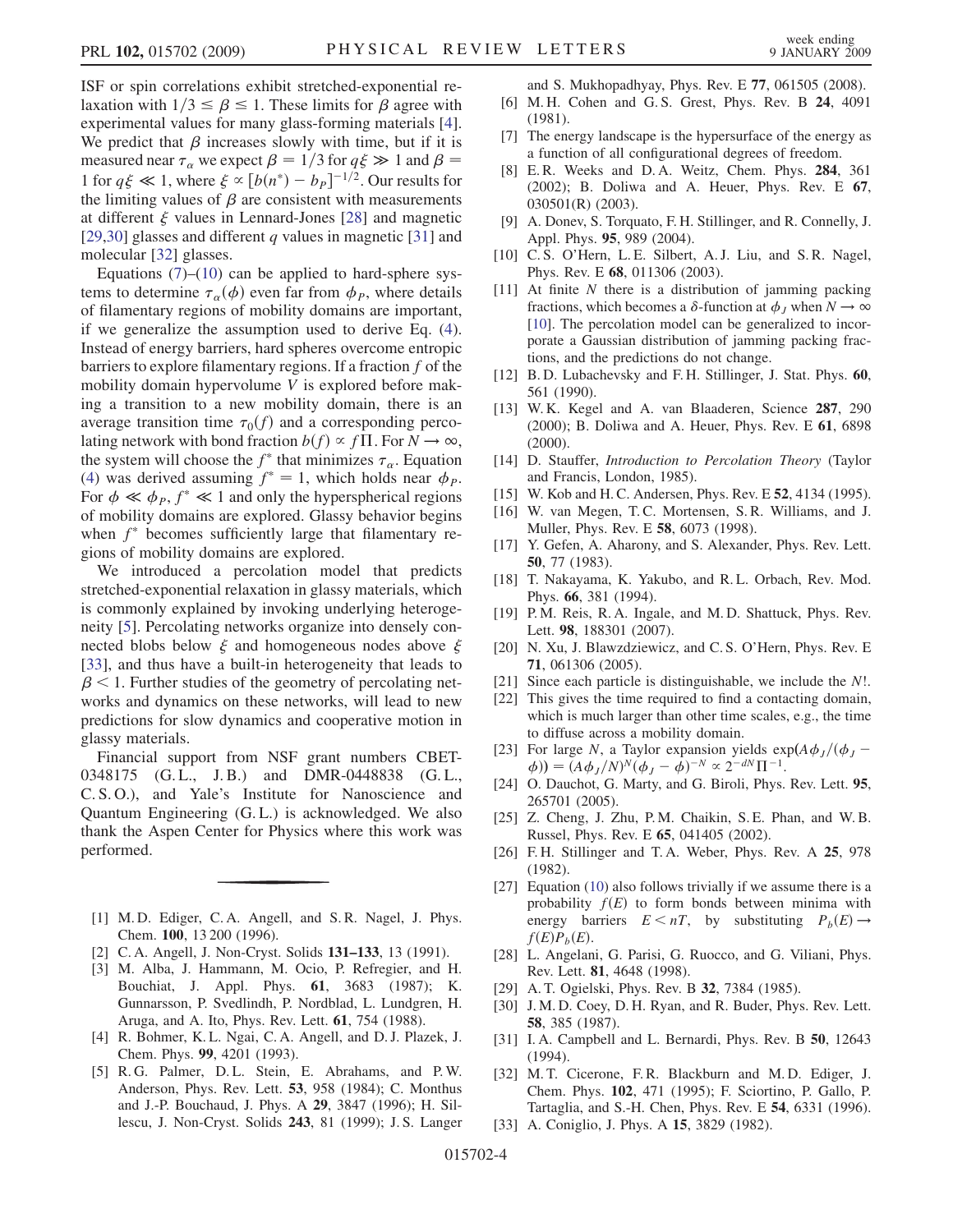ISF or spin correlations exhibit stretched-exponential relaxation with $1/3 \leq \beta \leq 1$. These limits for $\beta$ agree with experimental values for many glass-forming materials [4]. We predict that $\beta$ increases slowly with time, but if it is measured near $\tau_\alpha$ we expect $\beta = 1/3$ for $q\xi \gg 1$ and $\beta = 1$ for $q\xi \ll 1$, where $\xi \propto [b(n^*) - b_P]^{-1/2}$. Our results for the limiting values of $\beta$ are consistent with measurements at different $\xi$ values in Lennard-Jones [28] and magnetic [29,30] glasses and different $q$ values in magnetic [31] and molecular [32] glasses.

Equations (7)–(10) can be applied to hard-sphere systems to determine $\tau_\alpha(\phi)$ even far from $\phi_P$, where details of filamentary regions of mobility domains are important, if we generalize the assumption used to derive Eq. (4). Instead of energy barriers, hard spheres overcome entropic barriers to explore filamentary regions. If a fraction $f$ of the mobility domain hypervolume $V$ is explored before making a transition to a new mobility domain, there is an average transition time $\tau_0(f)$ and a corresponding percolating network with bond fraction $b(f) \propto f\Pi$. For $N \to \infty$, the system will choose the $f^*$ that minimizes $\tau_\alpha$. Equation (4) was derived assuming $f^* = 1$, which holds near $\phi_P$. For $\phi \ll \phi_P$, $f^* \ll 1$ and only the hyperspherical regions of mobility domains are explored. Glassy behavior begins when $f^*$ becomes sufficiently large that filamentary regions of mobility domains are explored.

We introduced a percolation model that predicts stretched-exponential relaxation in glassy materials, which is commonly explained by invoking underlying heterogeneity [5]. Percolating networks organize into densely connected blobs below $\xi$ and homogeneous nodes above $\xi$ [33], and thus have a built-in heterogeneity that leads to $\beta < 1$. Further studies of the geometry of percolating networks and dynamics on these networks, will lead to new predictions for slow dynamics and cooperative motion in glassy materials.

Financial support from NSF grant numbers CBET-0348175 (G. L., J. B.) and DMR-0448838 (G. L., C. S. O.), and Yale's Institute for Nanoscience and Quantum Engineering (G. L.) is acknowledged. We also thank the Aspen Center for Physics where this work was performed.

---

[1] M. D. Ediger, C. A. Angell, and S. R. Nagel, J. Phys. Chem. **100**, 13 200 (1996).

[2] C. A. Angell, J. Non-Cryst. Solids **131–133**, 13 (1991).

[3] M. Alba, J. Hammann, M. Ocio, P. Refregier, and H. Bouchiat, J. Appl. Phys. **61**, 3683 (1987); K. Gunnarsson, P. Svedlindh, P. Nordblad, L. Lundgren, H. Aruga, and A. Ito, Phys. Rev. Lett. **61**, 754 (1988).

[4] R. Bohmer, K. L. Ngai, C. A. Angell, and D. J. Plazek, J. Chem. Phys. **99**, 4201 (1993).

[5] R. G. Palmer, D. L. Stein, E. Abrahams, and P. W. Anderson, Phys. Rev. Lett. **53**, 958 (1984); C. Monthus and J.-P. Bouchaud, J. Phys. A **29**, 3847 (1996); H. Sillescu, J. Non-Cryst. Solids **243**, 81 (1999); J. S. Langer and S. Mukhopadhyay, Phys. Rev. E **77**, 061505 (2008).

[6] M. H. Cohen and G. S. Grest, Phys. Rev. B **24**, 4091 (1981).

[7] The energy landscape is the hypersurface of the energy as a function of all configurational degrees of freedom.

[8] E. R. Weeks and D. A. Weitz, Chem. Phys. **284**, 361 (2002); B. Doliwa and A. Heuer, Phys. Rev. E **67**, 030501(R) (2003).

[9] A. Donev, S. Torquato, F. H. Stillinger, and R. Connelly, J. Appl. Phys. **95**, 989 (2004).

[10] C. S. O'Hern, L. E. Silbert, A. J. Liu, and S. R. Nagel, Phys. Rev. E **68**, 011306 (2003).

[11] At finite $N$ there is a distribution of jamming packing fractions, which becomes a $\delta$-function at $\phi_J$ when $N \to \infty$ [10]. The percolation model can be generalized to incorporate a Gaussian distribution of jamming packing fractions, and the predictions do not change.

[12] B. D. Lubachevsky and F. H. Stillinger, J. Stat. Phys. **60**, 561 (1990).

[13] W. K. Kegel and A. van Blaaderen, Science **287**, 290 (2000); B. Doliwa and A. Heuer, Phys. Rev. E **61**, 6898 (2000).

[14] D. Stauffer, *Introduction to Percolation Theory* (Taylor and Francis, London, 1985).

[15] W. Kob and H. C. Andersen, Phys. Rev. E **52**, 4134 (1995).

[16] W. van Megen, T. C. Mortensen, S. R. Williams, and J. Muller, Phys. Rev. E **58**, 6073 (1998).

[17] Y. Gefen, A. Aharony, and S. Alexander, Phys. Rev. Lett. **50**, 77 (1983).

[18] T. Nakayama, K. Yakubo, and R. L. Orbach, Rev. Mod. Phys. **66**, 381 (1994).

[19] P. M. Reis, R. A. Ingale, and M. D. Shattuck, Phys. Rev. Lett. **98**, 188301 (2007).

[20] N. Xu, J. Blawzdziewicz, and C. S. O'Hern, Phys. Rev. E **71**, 061306 (2005).

[21] Since each particle is distinguishable, we include the $N!$.

[22] This gives the time required to find a contacting domain, which is much larger than other time scales, e.g., the time to diffuse across a mobility domain.

[23] For large $N$, a Taylor expansion yields $\exp(A\phi_J/(\phi_J - \phi)) = (A\phi_J/N)^N(\phi_J - \phi)^{-N} \propto 2^{-dN}\Pi^{-1}$.

[24] O. Dauchot, G. Marty, and G. Biroli, Phys. Rev. Lett. **95**, 265701 (2005).

[25] Z. Cheng, J. Zhu, P. M. Chaikin, S. E. Phan, and W. B. Russel, Phys. Rev. E **65**, 041405 (2002).

[26] F. H. Stillinger and T. A. Weber, Phys. Rev. A **25**, 978 (1982).

[27] Equation (10) also follows trivially if we assume there is a probability $f(E)$ to form bonds between minima with energy barriers $E < nT$, by substituting $P_b(E) \to f(E)P_b(E)$.

[28] L. Angelani, G. Parisi, G. Ruocco, and G. Viliani, Phys. Rev. Lett. **81**, 4648 (1998).

[29] A. T. Ogielski, Phys. Rev. B **32**, 7384 (1985).

[30] J. M. D. Coey, D. H. Ryan, and R. Buder, Phys. Rev. Lett. **58**, 385 (1987).

[31] I. A. Campbell and L. Bernardi, Phys. Rev. B **50**, 12643 (1994).

[32] M. T. Cicerone, F. R. Blackburn and M. D. Ediger, J. Chem. Phys. **102**, 471 (1995); F. Sciortino, P. Gallo, P. Tartaglia, and S.-H. Chen, Phys. Rev. E **54**, 6331 (1996).

[33] A. Coniglio, J. Phys. A **15**, 3829 (1982).